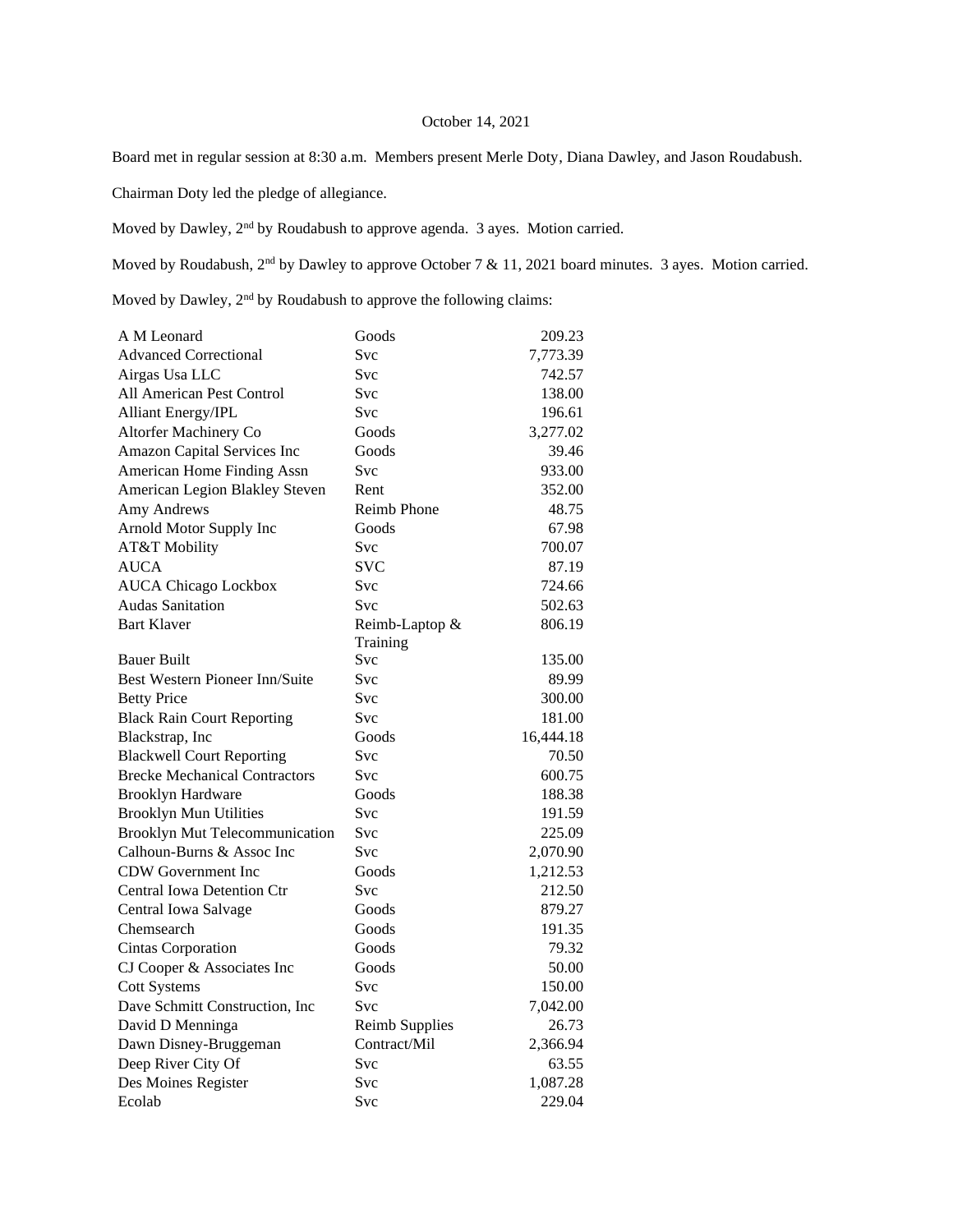October 14, 2021

Board met in regular session at 8:30 a.m. Members present Merle Doty, Diana Dawley, and Jason Roudabush.

Chairman Doty led the pledge of allegiance.

Moved by Dawley, 2nd by Roudabush to approve agenda. 3 ayes. Motion carried.

Moved by Roudabush, 2nd by Dawley to approve October 7 & 11, 2021 board minutes. 3 ayes. Motion carried.

Moved by Dawley, 2nd by Roudabush to approve the following claims:

| | | |
|---|---|---:|
| A M Leonard | Goods | 209.23 |
| Advanced Correctional | Svc | 7,773.39 |
| Airgas Usa LLC | Svc | 742.57 |
| All American Pest Control | Svc | 138.00 |
| Alliant Energy/IPL | Svc | 196.61 |
| Altorfer Machinery Co | Goods | 3,277.02 |
| Amazon Capital Services Inc | Goods | 39.46 |
| American Home Finding Assn | Svc | 933.00 |
| American Legion Blakley Steven | Rent | 352.00 |
| Amy Andrews | Reimb Phone | 48.75 |
| Arnold Motor Supply Inc | Goods | 67.98 |
| AT&T Mobility | Svc | 700.07 |
| AUCA | SVC | 87.19 |
| AUCA Chicago Lockbox | Svc | 724.66 |
| Audas Sanitation | Svc | 502.63 |
| Bart Klaver | Reimb-Laptop & Training | 806.19 |
| Bauer Built | Svc | 135.00 |
| Best Western Pioneer Inn/Suite | Svc | 89.99 |
| Betty Price | Svc | 300.00 |
| Black Rain Court Reporting | Svc | 181.00 |
| Blackstrap, Inc | Goods | 16,444.18 |
| Blackwell Court Reporting | Svc | 70.50 |
| Brecke Mechanical Contractors | Svc | 600.75 |
| Brooklyn Hardware | Goods | 188.38 |
| Brooklyn Mun Utilities | Svc | 191.59 |
| Brooklyn Mut Telecommunication | Svc | 225.09 |
| Calhoun-Burns & Assoc Inc | Svc | 2,070.90 |
| CDW Government Inc | Goods | 1,212.53 |
| Central Iowa Detention Ctr | Svc | 212.50 |
| Central Iowa Salvage | Goods | 879.27 |
| Chemsearch | Goods | 191.35 |
| Cintas Corporation | Goods | 79.32 |
| CJ Cooper & Associates Inc | Goods | 50.00 |
| Cott Systems | Svc | 150.00 |
| Dave Schmitt Construction, Inc | Svc | 7,042.00 |
| David D Menninga | Reimb Supplies | 26.73 |
| Dawn Disney-Bruggeman | Contract/Mil | 2,366.94 |
| Deep River City Of | Svc | 63.55 |
| Des Moines Register | Svc | 1,087.28 |
| Ecolab | Svc | 229.04 |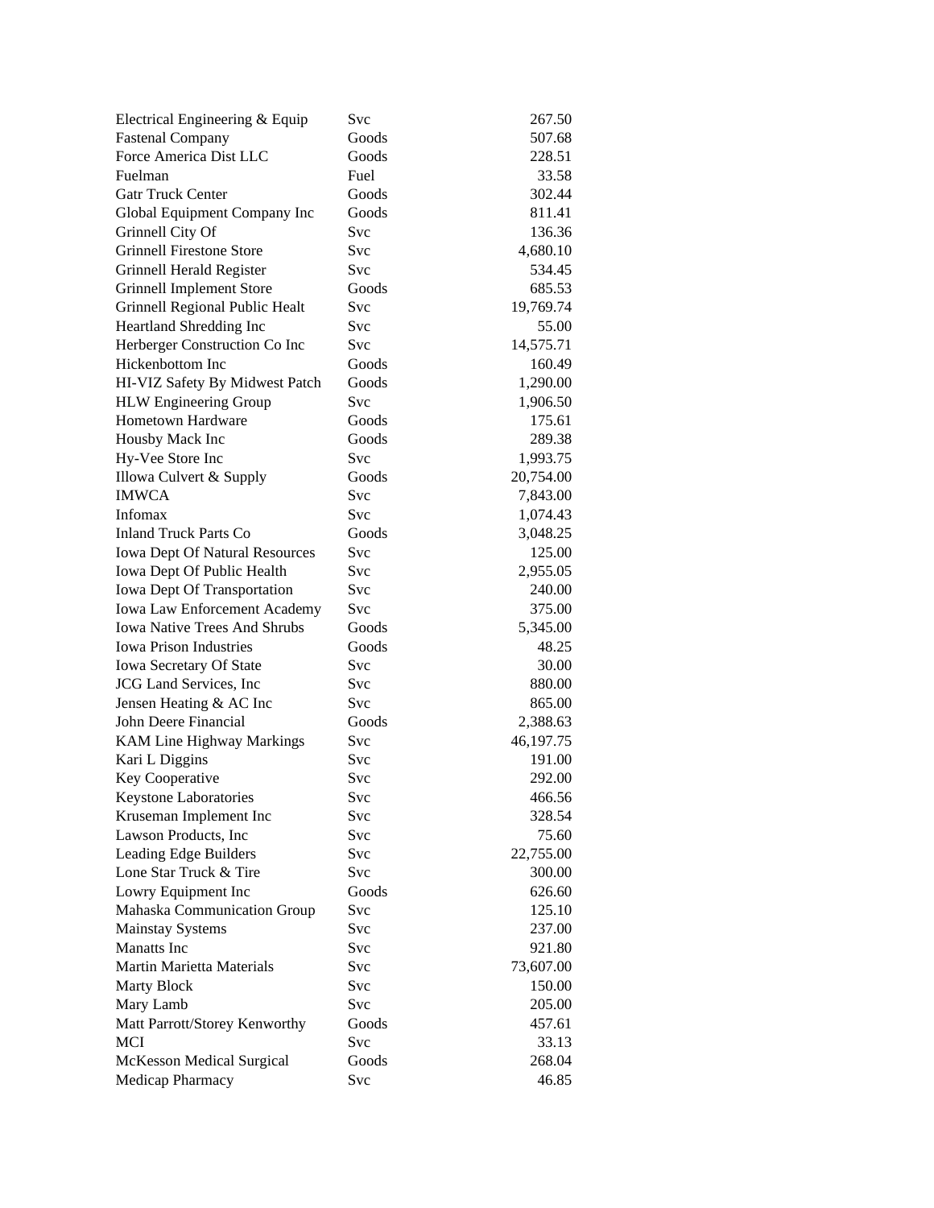| | | |
|---|---|---:|
| Electrical Engineering & Equip | Svc | 267.50 |
| Fastenal Company | Goods | 507.68 |
| Force America Dist LLC | Goods | 228.51 |
| Fuelman | Fuel | 33.58 |
| Gatr Truck Center | Goods | 302.44 |
| Global Equipment Company Inc | Goods | 811.41 |
| Grinnell City Of | Svc | 136.36 |
| Grinnell Firestone Store | Svc | 4,680.10 |
| Grinnell Herald Register | Svc | 534.45 |
| Grinnell Implement Store | Goods | 685.53 |
| Grinnell Regional Public Healt | Svc | 19,769.74 |
| Heartland Shredding Inc | Svc | 55.00 |
| Herberger Construction Co Inc | Svc | 14,575.71 |
| Hickenbottom Inc | Goods | 160.49 |
| HI-VIZ Safety By Midwest Patch | Goods | 1,290.00 |
| HLW Engineering Group | Svc | 1,906.50 |
| Hometown Hardware | Goods | 175.61 |
| Housby Mack Inc | Goods | 289.38 |
| Hy-Vee Store Inc | Svc | 1,993.75 |
| Illowa Culvert & Supply | Goods | 20,754.00 |
| IMWCA | Svc | 7,843.00 |
| Infomax | Svc | 1,074.43 |
| Inland Truck Parts Co | Goods | 3,048.25 |
| Iowa Dept Of Natural Resources | Svc | 125.00 |
| Iowa Dept Of Public Health | Svc | 2,955.05 |
| Iowa Dept Of Transportation | Svc | 240.00 |
| Iowa Law Enforcement Academy | Svc | 375.00 |
| Iowa Native Trees And Shrubs | Goods | 5,345.00 |
| Iowa Prison Industries | Goods | 48.25 |
| Iowa Secretary Of State | Svc | 30.00 |
| JCG Land Services, Inc | Svc | 880.00 |
| Jensen Heating & AC Inc | Svc | 865.00 |
| John Deere Financial | Goods | 2,388.63 |
| KAM Line Highway Markings | Svc | 46,197.75 |
| Kari L Diggins | Svc | 191.00 |
| Key Cooperative | Svc | 292.00 |
| Keystone Laboratories | Svc | 466.56 |
| Kruseman Implement Inc | Svc | 328.54 |
| Lawson Products, Inc | Svc | 75.60 |
| Leading Edge Builders | Svc | 22,755.00 |
| Lone Star Truck & Tire | Svc | 300.00 |
| Lowry Equipment Inc | Goods | 626.60 |
| Mahaska Communication Group | Svc | 125.10 |
| Mainstay Systems | Svc | 237.00 |
| Manatts Inc | Svc | 921.80 |
| Martin Marietta Materials | Svc | 73,607.00 |
| Marty Block | Svc | 150.00 |
| Mary Lamb | Svc | 205.00 |
| Matt Parrott/Storey Kenworthy | Goods | 457.61 |
| MCI | Svc | 33.13 |
| McKesson Medical Surgical | Goods | 268.04 |
| Medicap Pharmacy | Svc | 46.85 |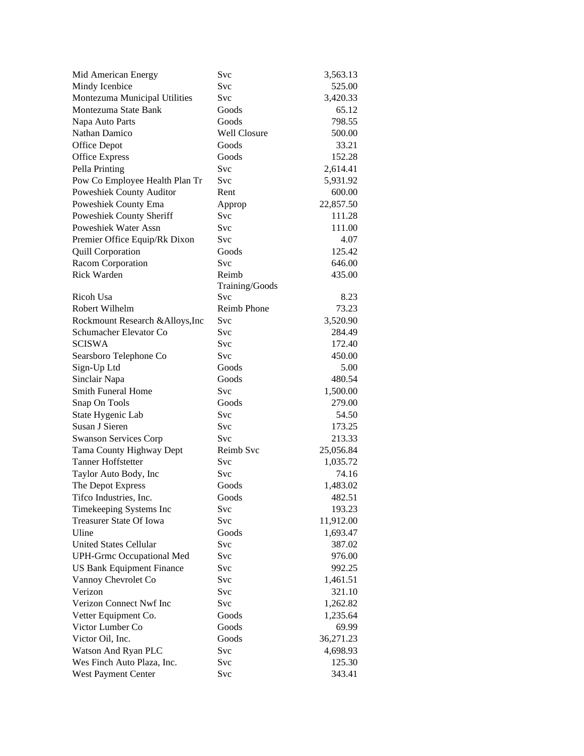| | | |
|---|---|---|
| Mid American Energy | Svc | 3,563.13 |
| Mindy Icenbice | Svc | 525.00 |
| Montezuma Municipal Utilities | Svc | 3,420.33 |
| Montezuma State Bank | Goods | 65.12 |
| Napa Auto Parts | Goods | 798.55 |
| Nathan Damico | Well Closure | 500.00 |
| Office Depot | Goods | 33.21 |
| Office Express | Goods | 152.28 |
| Pella Printing | Svc | 2,614.41 |
| Pow Co Employee Health Plan Tr | Svc | 5,931.92 |
| Poweshiek County Auditor | Rent | 600.00 |
| Poweshiek County Ema | Approp | 22,857.50 |
| Poweshiek County Sheriff | Svc | 111.28 |
| Poweshiek Water Assn | Svc | 111.00 |
| Premier Office Equip/Rk Dixon | Svc | 4.07 |
| Quill Corporation | Goods | 125.42 |
| Racom Corporation | Svc | 646.00 |
| Rick Warden | Reimb Training/Goods | 435.00 |
| Ricoh Usa | Svc | 8.23 |
| Robert Wilhelm | Reimb Phone | 73.23 |
| Rockmount Research &Alloys,Inc | Svc | 3,520.90 |
| Schumacher Elevator Co | Svc | 284.49 |
| SCISWA | Svc | 172.40 |
| Searsboro Telephone Co | Svc | 450.00 |
| Sign-Up Ltd | Goods | 5.00 |
| Sinclair Napa | Goods | 480.54 |
| Smith Funeral Home | Svc | 1,500.00 |
| Snap On Tools | Goods | 279.00 |
| State Hygenic Lab | Svc | 54.50 |
| Susan J Sieren | Svc | 173.25 |
| Swanson Services Corp | Svc | 213.33 |
| Tama County Highway Dept | Reimb Svc | 25,056.84 |
| Tanner Hoffstetter | Svc | 1,035.72 |
| Taylor Auto Body, Inc | Svc | 74.16 |
| The Depot Express | Goods | 1,483.02 |
| Tifco Industries, Inc. | Goods | 482.51 |
| Timekeeping Systems Inc | Svc | 193.23 |
| Treasurer State Of Iowa | Svc | 11,912.00 |
| Uline | Goods | 1,693.47 |
| United States Cellular | Svc | 387.02 |
| UPH-Grmc Occupational Med | Svc | 976.00 |
| US Bank Equipment Finance | Svc | 992.25 |
| Vannoy Chevrolet Co | Svc | 1,461.51 |
| Verizon | Svc | 321.10 |
| Verizon Connect Nwf Inc | Svc | 1,262.82 |
| Vetter Equipment Co. | Goods | 1,235.64 |
| Victor Lumber Co | Goods | 69.99 |
| Victor Oil, Inc. | Goods | 36,271.23 |
| Watson And Ryan PLC | Svc | 4,698.93 |
| Wes Finch Auto Plaza, Inc. | Svc | 125.30 |
| West Payment Center | Svc | 343.41 |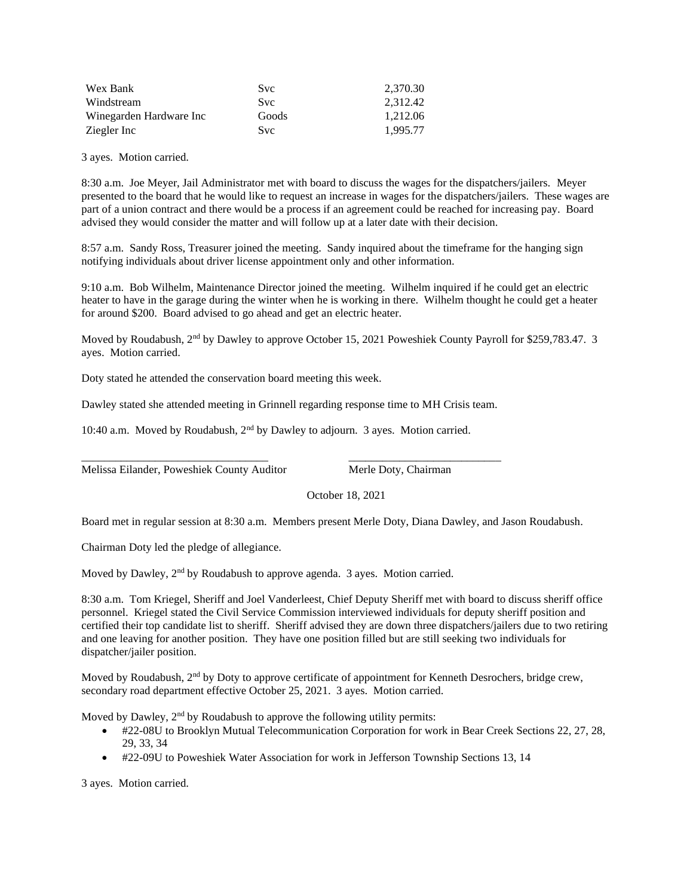| Wex Bank | Svc | 2,370.30 |
| --- | --- | --- |
| Windstream | Svc | 2,312.42 |
| Winegarden Hardware Inc | Goods | 1,212.06 |
| Ziegler Inc | Svc | 1,995.77 |

3 ayes. Motion carried.

8:30 a.m. Joe Meyer, Jail Administrator met with board to discuss the wages for the dispatchers/jailers. Meyer presented to the board that he would like to request an increase in wages for the dispatchers/jailers. These wages are part of a union contract and there would be a process if an agreement could be reached for increasing pay. Board advised they would consider the matter and will follow up at a later date with their decision.

8:57 a.m. Sandy Ross, Treasurer joined the meeting. Sandy inquired about the timeframe for the hanging sign notifying individuals about driver license appointment only and other information.

9:10 a.m. Bob Wilhelm, Maintenance Director joined the meeting. Wilhelm inquired if he could get an electric heater to have in the garage during the winter when he is working in there. Wilhelm thought he could get a heater for around $200. Board advised to go ahead and get an electric heater.

Moved by Roudabush, 2nd by Dawley to approve October 15, 2021 Poweshiek County Payroll for $259,783.47. 3 ayes. Motion carried.

Doty stated he attended the conservation board meeting this week.

Dawley stated she attended meeting in Grinnell regarding response time to MH Crisis team.

10:40 a.m. Moved by Roudabush, 2nd by Dawley to adjourn. 3 ayes. Motion carried.

\_\_\_\_\_\_\_\_\_\_\_\_\_\_\_\_\_\_\_\_\_\_\_\_\_\_\_\_\_\_\_\_ \_\_\_\_\_\_\_\_\_\_\_\_\_\_\_\_\_\_\_\_\_\_\_\_\_\_\_\_\_\_\_\_

Melissa Eilander, Poweshiek County Auditor Merle Doty, Chairman

October 18, 2021

Board met in regular session at 8:30 a.m. Members present Merle Doty, Diana Dawley, and Jason Roudabush.

Chairman Doty led the pledge of allegiance.

Moved by Dawley, 2nd by Roudabush to approve agenda. 3 ayes. Motion carried.

8:30 a.m. Tom Kriegel, Sheriff and Joel Vanderleest, Chief Deputy Sheriff met with board to discuss sheriff office personnel. Kriegel stated the Civil Service Commission interviewed individuals for deputy sheriff position and certified their top candidate list to sheriff. Sheriff advised they are down three dispatchers/jailers due to two retiring and one leaving for another position. They have one position filled but are still seeking two individuals for dispatcher/jailer position.

Moved by Roudabush, 2nd by Doty to approve certificate of appointment for Kenneth Desrochers, bridge crew, secondary road department effective October 25, 2021. 3 ayes. Motion carried.

Moved by Dawley, 2nd by Roudabush to approve the following utility permits:

- #22-08U to Brooklyn Mutual Telecommunication Corporation for work in Bear Creek Sections 22, 27, 28, 29, 33, 34
- #22-09U to Poweshiek Water Association for work in Jefferson Township Sections 13, 14

3 ayes. Motion carried.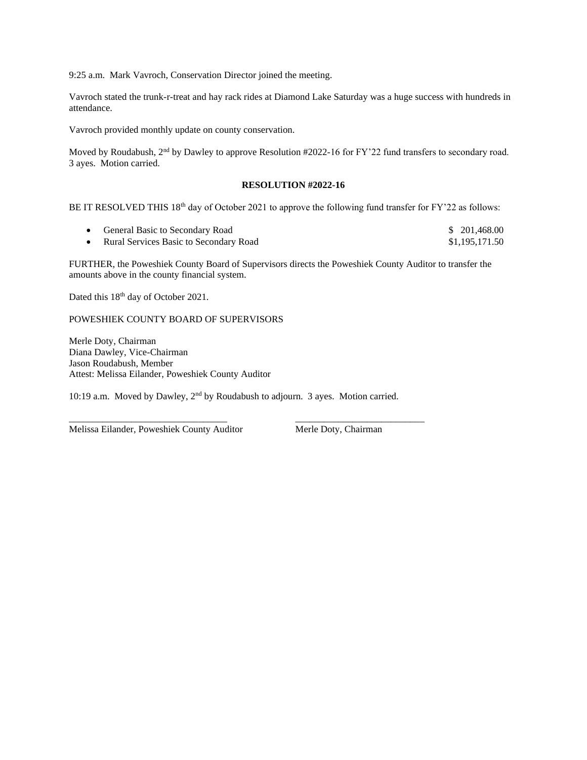9:25 a.m. Mark Vavroch, Conservation Director joined the meeting.

Vavroch stated the trunk-r-treat and hay rack rides at Diamond Lake Saturday was a huge success with hundreds in attendance.

Vavroch provided monthly update on county conservation.

Moved by Roudabush, 2nd by Dawley to approve Resolution #2022-16 for FY'22 fund transfers to secondary road. 3 ayes. Motion carried.

**RESOLUTION #2022-16**

BE IT RESOLVED THIS 18th day of October 2021 to approve the following fund transfer for FY'22 as follows:

| | |
|---|---|
| • General Basic to Secondary Road | $ 201,468.00 |
| • Rural Services Basic to Secondary Road | $1,195,171.50 |

FURTHER, the Poweshiek County Board of Supervisors directs the Poweshiek County Auditor to transfer the amounts above in the county financial system.

Dated this 18th day of October 2021.

POWESHIEK COUNTY BOARD OF SUPERVISORS

Merle Doty, Chairman
Diana Dawley, Vice-Chairman
Jason Roudabush, Member
Attest: Melissa Eilander, Poweshiek County Auditor

10:19 a.m. Moved by Dawley, 2nd by Roudabush to adjourn. 3 ayes. Motion carried.

\_\_\_\_\_\_\_\_\_\_\_\_\_\_\_\_\_\_\_\_\_\_\_\_\_\_\_\_\_\_\_\_\_\_ \_\_\_\_\_\_\_\_\_\_\_\_\_\_\_\_\_\_\_\_\_\_\_\_\_\_\_\_
Melissa Eilander, Poweshiek County Auditor Merle Doty, Chairman